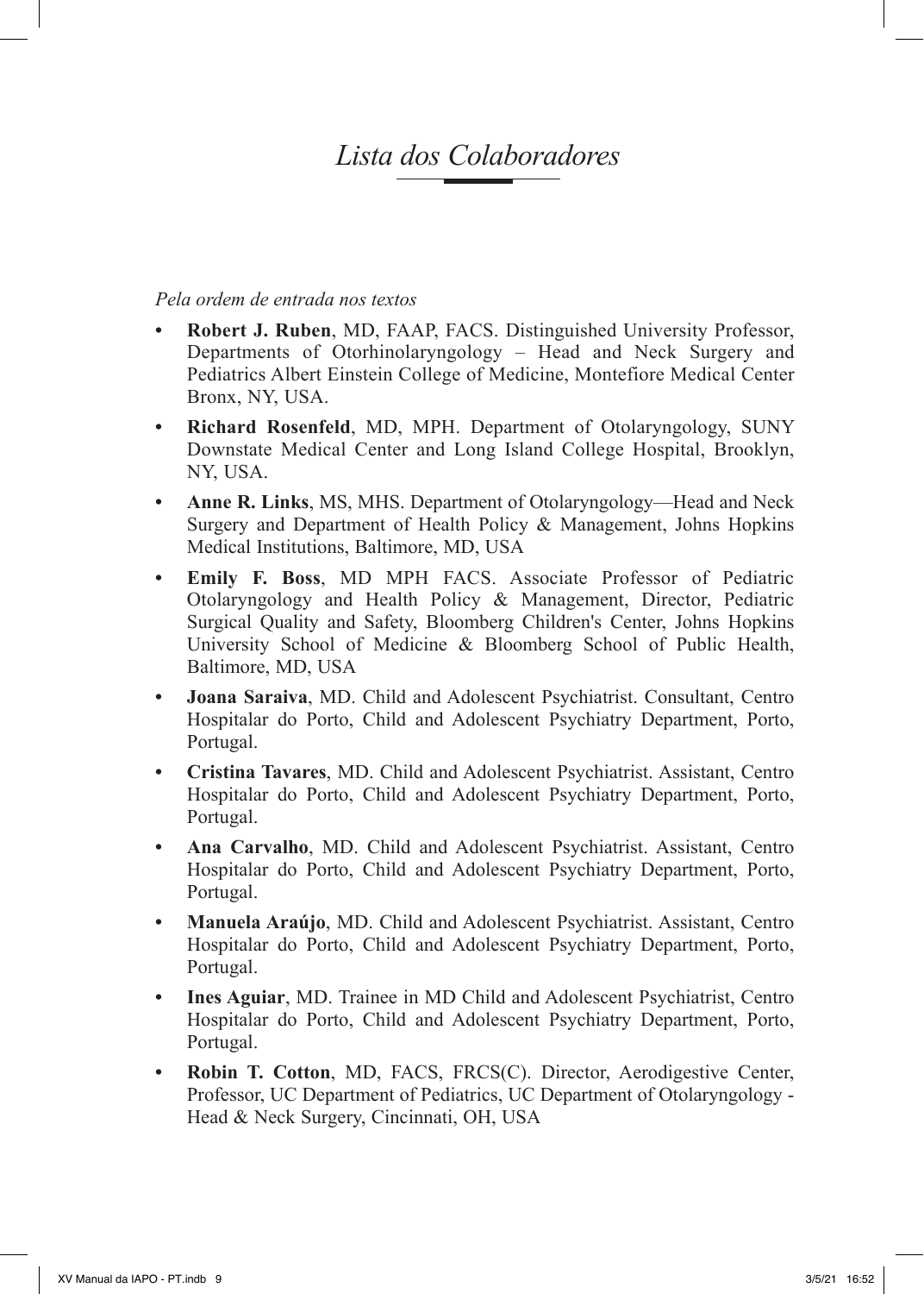# *Lista dos Colaboradores*

*Pela ordem de entrada nos textos*

- **Robert J. Ruben**, MD, FAAP, FACS. Distinguished University Professor, Departments of Otorhinolaryngology – Head and Neck Surgery and Pediatrics Albert Einstein College of Medicine, Montefiore Medical Center Bronx, NY, USA.
- **Richard Rosenfeld**, MD, MPH. Department of Otolaryngology, SUNY Downstate Medical Center and Long Island College Hospital, Brooklyn, NY, USA.
- **Anne R. Links**, MS, MHS. Department of Otolaryngology—Head and Neck Surgery and Department of Health Policy & Management, Johns Hopkins Medical Institutions, Baltimore, MD, USA
- **Emily F. Boss**, MD MPH FACS. Associate Professor of Pediatric Otolaryngology and Health Policy & Management, Director, Pediatric Surgical Quality and Safety, Bloomberg Children's Center, Johns Hopkins University School of Medicine & Bloomberg School of Public Health, Baltimore, MD, USA
- **Joana Saraiva**, MD. Child and Adolescent Psychiatrist. Consultant, Centro Hospitalar do Porto, Child and Adolescent Psychiatry Department, Porto, Portugal.
- **Cristina Tavares**, MD. Child and Adolescent Psychiatrist. Assistant, Centro Hospitalar do Porto, Child and Adolescent Psychiatry Department, Porto, Portugal.
- **Ana Carvalho**, MD. Child and Adolescent Psychiatrist. Assistant, Centro Hospitalar do Porto, Child and Adolescent Psychiatry Department, Porto, Portugal.
- **Manuela Araújo**, MD. Child and Adolescent Psychiatrist. Assistant, Centro Hospitalar do Porto, Child and Adolescent Psychiatry Department, Porto, Portugal.
- **Ines Aguiar**, MD. Trainee in MD Child and Adolescent Psychiatrist, Centro Hospitalar do Porto, Child and Adolescent Psychiatry Department, Porto, Portugal.
- **Robin T. Cotton**, MD, FACS, FRCS(C). Director, Aerodigestive Center, Professor, UC Department of Pediatrics, UC Department of Otolaryngology - Head & Neck Surgery, Cincinnati, OH, USA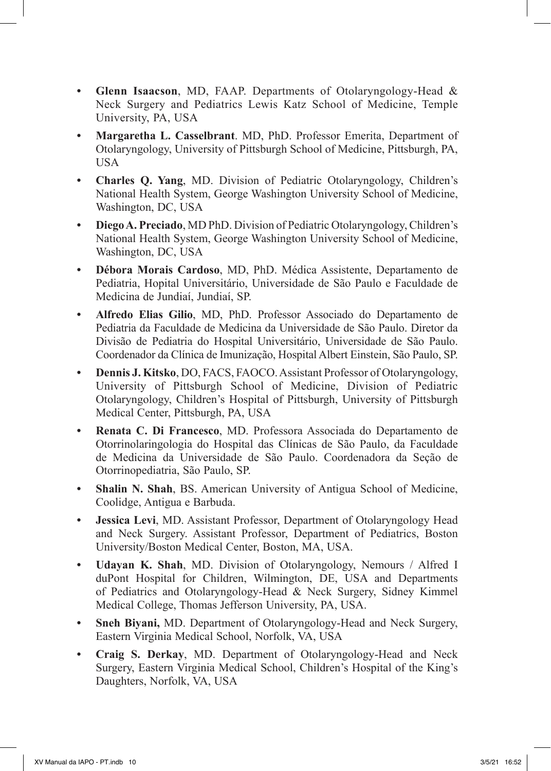- **Glenn Isaacson**, MD, FAAP. Departments of Otolaryngology-Head & Neck Surgery and Pediatrics Lewis Katz School of Medicine, Temple University, PA, USA
- **Margaretha L. Casselbrant**. MD, PhD. Professor Emerita, Department of Otolaryngology, University of Pittsburgh School of Medicine, Pittsburgh, PA, USA
- **Charles Q. Yang**, MD. Division of Pediatric Otolaryngology, Children's National Health System, George Washington University School of Medicine, Washington, DC, USA
- **Diego A. Preciado**, MD PhD. Division of Pediatric Otolaryngology, Children's National Health System, George Washington University School of Medicine, Washington, DC, USA
- **Débora Morais Cardoso**, MD, PhD. Médica Assistente, Departamento de Pediatria, Hopital Universitário, Universidade de São Paulo e Faculdade de Medicina de Jundiaí, Jundiaí, SP.
- **Alfredo Elias Gilio**, MD, PhD. Professor Associado do Departamento de Pediatria da Faculdade de Medicina da Universidade de São Paulo. Diretor da Divisão de Pediatria do Hospital Universitário, Universidade de São Paulo. Coordenador da Clínica de Imunização, Hospital Albert Einstein, São Paulo, SP.
- **Dennis J. Kitsko**, DO, FACS, FAOCO. Assistant Professor of Otolaryngology, University of Pittsburgh School of Medicine, Division of Pediatric Otolaryngology, Children's Hospital of Pittsburgh, University of Pittsburgh Medical Center, Pittsburgh, PA, USA
- **Renata C. Di Francesco**, MD. Professora Associada do Departamento de Otorrinolaringologia do Hospital das Clínicas de São Paulo, da Faculdade de Medicina da Universidade de São Paulo. Coordenadora da Seção de Otorrinopediatria, São Paulo, SP.
- **Shalin N. Shah**, BS. American University of Antigua School of Medicine, Coolidge, Antigua e Barbuda.
- **Jessica Levi**, MD. Assistant Professor, Department of Otolaryngology Head and Neck Surgery. Assistant Professor, Department of Pediatrics, Boston University/Boston Medical Center, Boston, MA, USA.
- **Udayan K. Shah**, MD. Division of Otolaryngology, Nemours / Alfred I duPont Hospital for Children, Wilmington, DE, USA and Departments of Pediatrics and Otolaryngology-Head & Neck Surgery, Sidney Kimmel Medical College, Thomas Jefferson University, PA, USA.
- **Sneh Biyani,** MD. Department of Otolaryngology-Head and Neck Surgery, Eastern Virginia Medical School, Norfolk, VA, USA
- **Craig S. Derkay**, MD. Department of Otolaryngology-Head and Neck Surgery, Eastern Virginia Medical School, Children's Hospital of the King's Daughters, Norfolk, VA, USA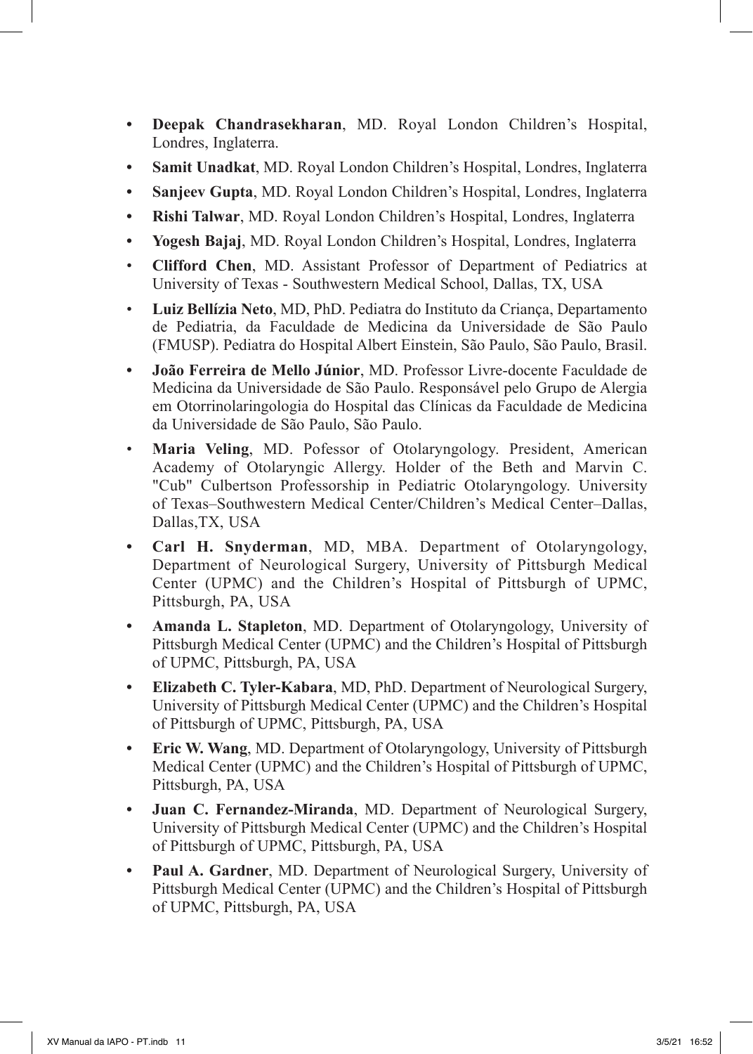- **Deepak Chandrasekharan**, MD. Royal London Children's Hospital, Londres, Inglaterra.
- **Samit Unadkat**, MD. Royal London Children's Hospital, Londres, Inglaterra
- **Sanjeev Gupta**, MD. Royal London Children's Hospital, Londres, Inglaterra
- **Rishi Talwar**, MD. Royal London Children's Hospital, Londres, Inglaterra
- **Yogesh Bajaj**, MD. Royal London Children's Hospital, Londres, Inglaterra
- **Clifford Chen**, MD. Assistant Professor of Department of Pediatrics at University of Texas - Southwestern Medical School, Dallas, TX, USA
- **Luiz Bellízia Neto**, MD, PhD. Pediatra do Instituto da Criança, Departamento de Pediatria, da Faculdade de Medicina da Universidade de São Paulo (FMUSP). Pediatra do Hospital Albert Einstein, São Paulo, São Paulo, Brasil.
- **João Ferreira de Mello Júnior**, MD. Professor Livre-docente Faculdade de Medicina da Universidade de São Paulo. Responsável pelo Grupo de Alergia em Otorrinolaringologia do Hospital das Clínicas da Faculdade de Medicina da Universidade de São Paulo, São Paulo.
- **Maria Veling**, MD. Pofessor of Otolaryngology. President, American Academy of Otolaryngic Allergy. Holder of the Beth and Marvin C. "Cub" Culbertson Professorship in Pediatric Otolaryngology. University of Texas–Southwestern Medical Center/Children's Medical Center–Dallas, Dallas,TX, USA
- **Carl H. Snyderman**, MD, MBA. Department of Otolaryngology, Department of Neurological Surgery, University of Pittsburgh Medical Center (UPMC) and the Children's Hospital of Pittsburgh of UPMC, Pittsburgh, PA, USA
- **Amanda L. Stapleton**, MD. Department of Otolaryngology, University of Pittsburgh Medical Center (UPMC) and the Children's Hospital of Pittsburgh of UPMC, Pittsburgh, PA, USA
- **Elizabeth C. Tyler-Kabara**, MD, PhD. Department of Neurological Surgery, University of Pittsburgh Medical Center (UPMC) and the Children's Hospital of Pittsburgh of UPMC, Pittsburgh, PA, USA
- **Eric W. Wang**, MD. Department of Otolaryngology, University of Pittsburgh Medical Center (UPMC) and the Children's Hospital of Pittsburgh of UPMC, Pittsburgh, PA, USA
- **Juan C. Fernandez-Miranda**, MD. Department of Neurological Surgery, University of Pittsburgh Medical Center (UPMC) and the Children's Hospital of Pittsburgh of UPMC, Pittsburgh, PA, USA
- **Paul A. Gardner**, MD. Department of Neurological Surgery, University of Pittsburgh Medical Center (UPMC) and the Children's Hospital of Pittsburgh of UPMC, Pittsburgh, PA, USA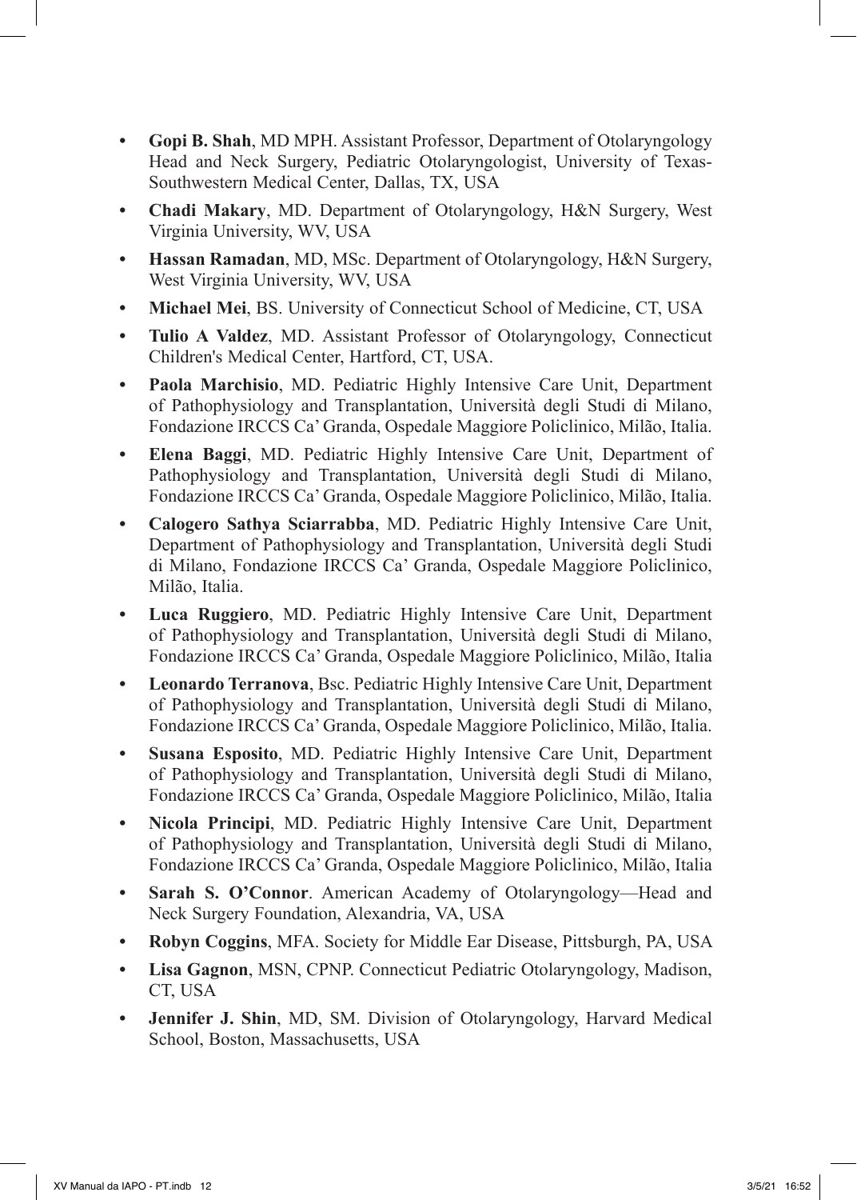- **Gopi B. Shah**, MD MPH. Assistant Professor, Department of Otolaryngology Head and Neck Surgery, Pediatric Otolaryngologist, University of Texas-Southwestern Medical Center, Dallas, TX, USA
- **Chadi Makary**, MD. Department of Otolaryngology, H&N Surgery, West Virginia University, WV, USA
- **Hassan Ramadan**, MD, MSc. Department of Otolaryngology, H&N Surgery, West Virginia University, WV, USA
- **Michael Mei**, BS. University of Connecticut School of Medicine, CT, USA
- **Tulio A Valdez**, MD. Assistant Professor of Otolaryngology, Connecticut Children's Medical Center, Hartford, CT, USA.
- **Paola Marchisio**, MD. Pediatric Highly Intensive Care Unit, Department of Pathophysiology and Transplantation, Università degli Studi di Milano, Fondazione IRCCS Ca' Granda, Ospedale Maggiore Policlinico, Milão, Italia.
- **Elena Baggi**, MD. Pediatric Highly Intensive Care Unit, Department of Pathophysiology and Transplantation, Università degli Studi di Milano, Fondazione IRCCS Ca' Granda, Ospedale Maggiore Policlinico, Milão, Italia.
- **Calogero Sathya Sciarrabba**, MD. Pediatric Highly Intensive Care Unit, Department of Pathophysiology and Transplantation, Università degli Studi di Milano, Fondazione IRCCS Ca' Granda, Ospedale Maggiore Policlinico, Milão, Italia.
- **Luca Ruggiero**, MD. Pediatric Highly Intensive Care Unit, Department of Pathophysiology and Transplantation, Università degli Studi di Milano, Fondazione IRCCS Ca' Granda, Ospedale Maggiore Policlinico, Milão, Italia
- **Leonardo Terranova**, Bsc. Pediatric Highly Intensive Care Unit, Department of Pathophysiology and Transplantation, Università degli Studi di Milano, Fondazione IRCCS Ca' Granda, Ospedale Maggiore Policlinico, Milão, Italia.
- **Susana Esposito**, MD. Pediatric Highly Intensive Care Unit, Department of Pathophysiology and Transplantation, Università degli Studi di Milano, Fondazione IRCCS Ca' Granda, Ospedale Maggiore Policlinico, Milão, Italia
- **Nicola Principi**, MD. Pediatric Highly Intensive Care Unit, Department of Pathophysiology and Transplantation, Università degli Studi di Milano, Fondazione IRCCS Ca' Granda, Ospedale Maggiore Policlinico, Milão, Italia
- **Sarah S. O'Connor**. American Academy of Otolaryngology—Head and Neck Surgery Foundation, Alexandria, VA, USA
- **Robyn Coggins**, MFA. Society for Middle Ear Disease, Pittsburgh, PA, USA
- **Lisa Gagnon**, MSN, CPNP. Connecticut Pediatric Otolaryngology, Madison, CT, USA
- **Jennifer J. Shin**, MD, SM. Division of Otolaryngology, Harvard Medical School, Boston, Massachusetts, USA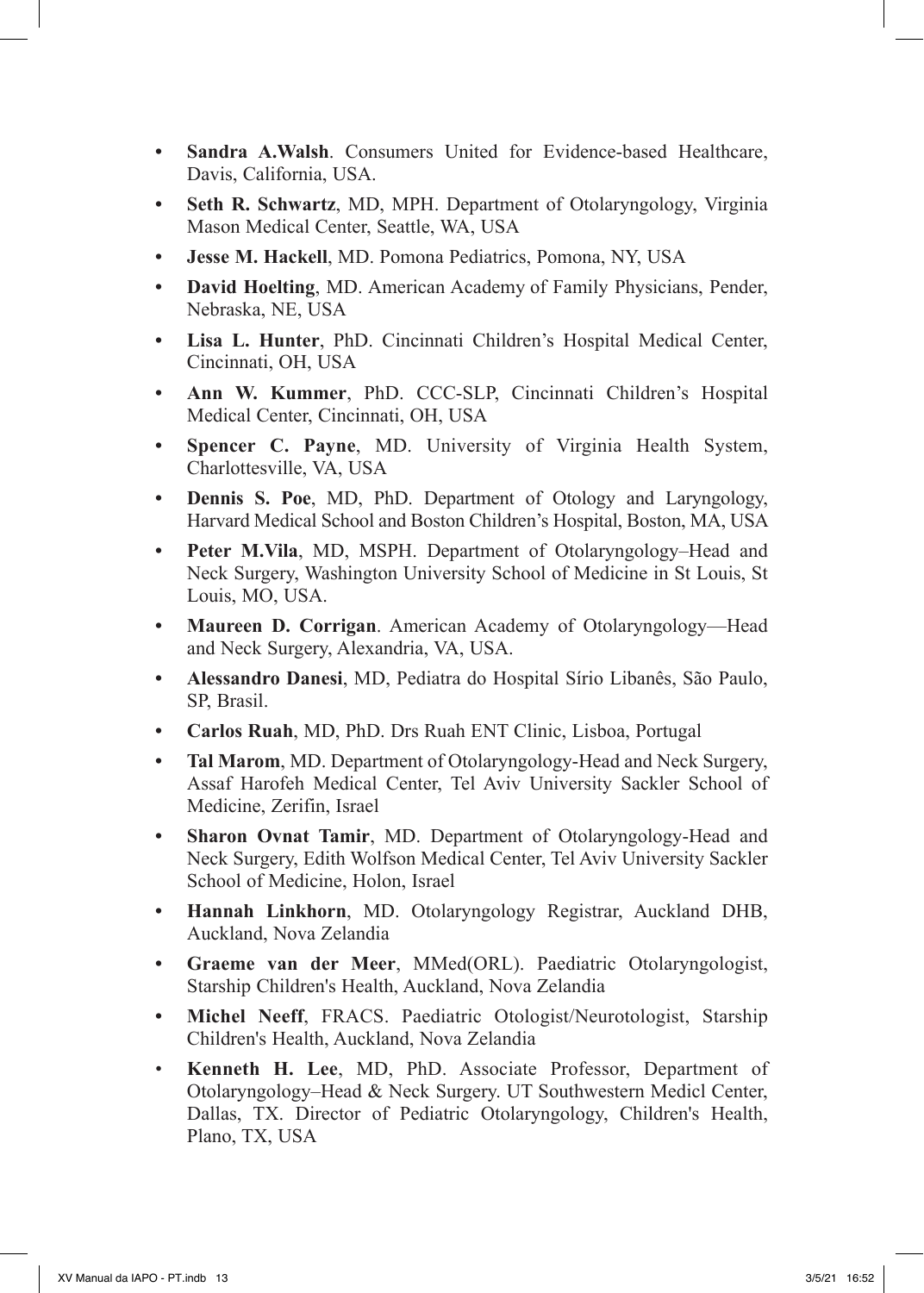- **Sandra A.Walsh**. Consumers United for Evidence-based Healthcare, Davis, California, USA.
- **Seth R. Schwartz**, MD, MPH. Department of Otolaryngology, Virginia Mason Medical Center, Seattle, WA, USA
- **Jesse M. Hackell**, MD. Pomona Pediatrics, Pomona, NY, USA
- **David Hoelting**, MD. American Academy of Family Physicians, Pender, Nebraska, NE, USA
- **Lisa L. Hunter**, PhD. Cincinnati Children's Hospital Medical Center, Cincinnati, OH, USA
- **Ann W. Kummer**, PhD. CCC-SLP, Cincinnati Children's Hospital Medical Center, Cincinnati, OH, USA
- **Spencer C. Payne**, MD. University of Virginia Health System, Charlottesville, VA, USA
- **Dennis S. Poe**, MD, PhD. Department of Otology and Laryngology, Harvard Medical School and Boston Children's Hospital, Boston, MA, USA
- **Peter M.Vila**, MD, MSPH. Department of Otolaryngology–Head and Neck Surgery, Washington University School of Medicine in St Louis, St Louis, MO, USA.
- **Maureen D. Corrigan**. American Academy of Otolaryngology—Head and Neck Surgery, Alexandria, VA, USA.
- **Alessandro Danesi**, MD, Pediatra do Hospital Sírio Libanês, São Paulo, SP, Brasil.
- **Carlos Ruah**, MD, PhD. Drs Ruah ENT Clinic, Lisboa, Portugal
- **Tal Marom**, MD. Department of Otolaryngology-Head and Neck Surgery, Assaf Harofeh Medical Center, Tel Aviv University Sackler School of Medicine, Zerifin, Israel
- **Sharon Ovnat Tamir**, MD. Department of Otolaryngology-Head and Neck Surgery, Edith Wolfson Medical Center, Tel Aviv University Sackler School of Medicine, Holon, Israel
- **Hannah Linkhorn**, MD. Otolaryngology Registrar, Auckland DHB, Auckland, Nova Zelandia
- **Graeme van der Meer**, MMed(ORL). Paediatric Otolaryngologist, Starship Children's Health, Auckland, Nova Zelandia
- **Michel Neeff**, FRACS. Paediatric Otologist/Neurotologist, Starship Children's Health, Auckland, Nova Zelandia
- **Kenneth H. Lee**, MD, PhD. Associate Professor, Department of Otolaryngology–Head & Neck Surgery. UT Southwestern Medicl Center, Dallas, TX. Director of Pediatric Otolaryngology, Children's Health, Plano, TX, USA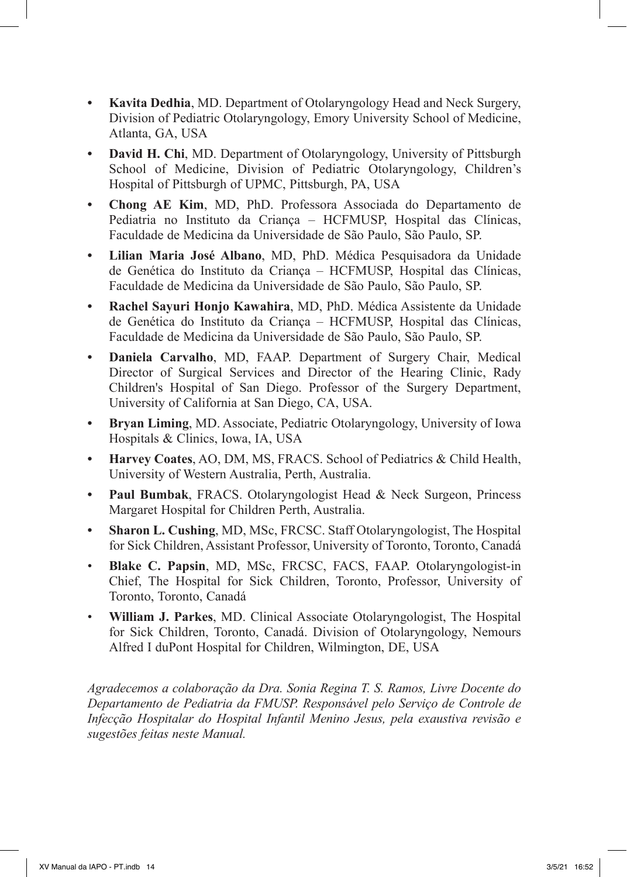- **Kavita Dedhia**, MD. Department of Otolaryngology Head and Neck Surgery, Division of Pediatric Otolaryngology, Emory University School of Medicine, Atlanta, GA, USA
- **David H. Chi**, MD. Department of Otolaryngology, University of Pittsburgh School of Medicine, Division of Pediatric Otolaryngology, Children's Hospital of Pittsburgh of UPMC, Pittsburgh, PA, USA
- **Chong AE Kim**, MD, PhD. Professora Associada do Departamento de Pediatria no Instituto da Criança – HCFMUSP, Hospital das Clínicas, Faculdade de Medicina da Universidade de São Paulo, São Paulo, SP.
- **Lilian Maria José Albano**, MD, PhD. Médica Pesquisadora da Unidade de Genética do Instituto da Criança – HCFMUSP, Hospital das Clínicas, Faculdade de Medicina da Universidade de São Paulo, São Paulo, SP.
- **Rachel Sayuri Honjo Kawahira**, MD, PhD. Médica Assistente da Unidade de Genética do Instituto da Criança – HCFMUSP, Hospital das Clínicas, Faculdade de Medicina da Universidade de São Paulo, São Paulo, SP.
- **Daniela Carvalho**, MD, FAAP. Department of Surgery Chair, Medical Director of Surgical Services and Director of the Hearing Clinic, Rady Children's Hospital of San Diego. Professor of the Surgery Department, University of California at San Diego, CA, USA.
- **Bryan Liming**, MD. Associate, Pediatric Otolaryngology, University of Iowa Hospitals & Clinics, Iowa, IA, USA
- **Harvey Coates**, AO, DM, MS, FRACS. School of Pediatrics & Child Health, University of Western Australia, Perth, Australia.
- **Paul Bumbak**, FRACS. Otolaryngologist Head & Neck Surgeon, Princess Margaret Hospital for Children Perth, Australia.
- **Sharon L. Cushing**, MD, MSc, FRCSC. Staff Otolaryngologist, The Hospital for Sick Children, Assistant Professor, University of Toronto, Toronto, Canadá
- **Blake C. Papsin**, MD, MSc, FRCSC, FACS, FAAP. Otolaryngologist-in Chief, The Hospital for Sick Children, Toronto, Professor, University of Toronto, Toronto, Canadá
- **William J. Parkes**, MD. Clinical Associate Otolaryngologist, The Hospital for Sick Children, Toronto, Canadá. Division of Otolaryngology, Nemours Alfred I duPont Hospital for Children, Wilmington, DE, USA

*Agradecemos a colaboração da Dra. Sonia Regina T. S. Ramos, Livre Docente do Departamento de Pediatria da FMUSP. Responsável pelo Serviço de Controle de Infecção Hospitalar do Hospital Infantil Menino Jesus, pela exaustiva revisão e sugestões feitas neste Manual.*